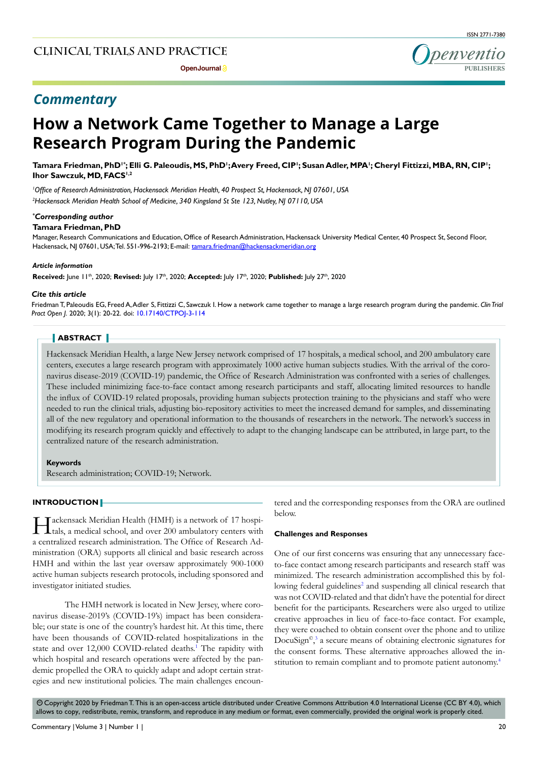*Commentary*

# How a Network Came Together to Manage a Large Research Program During the Pandemic

**Tamara Friedman, PhD[1*]; Elli G. Paleoudis, MS, PhD[1]; Avery Freed, CIP[1]; Susan Adler, MPA[1]; Cheryl Fittizzi, MBA, RN, CIP[1]; Ihor Sawczuk, MD, FACS[1,2]**

[1]*Office of Research Administration, Hackensack Meridian Health, 40 Prospect St, Hackensack, NJ 07601, USA*
[2]*Hackensack Meridian Health School of Medicine, 340 Kingsland St Ste 123, Nutley, NJ 07110, USA*

***Corresponding author**
**Tamara Friedman, PhD**
Manager, Research Communications and Education, Office of Research Administration, Hackensack University Medical Center, 40 Prospect St, Second Floor, Hackensack, NJ 07601, USA; Tel. 551-996-2193; E-mail: tamara.friedman@hackensackmeridian.org

***Article information***
**Received:** June 11th, 2020; **Revised:** July 17th, 2020; **Accepted:** July 17th, 2020; **Published:** July 27th, 2020

***Cite this article***
Friedman T, Paleoudis EG, Freed A, Adler S, Fittizzi C, Sawczuk I. How a network came together to manage a large research program during the pandemic. *Clin Trial Pract Open J*. 2020; 3(1): 20-22. doi: 10.17140/CTPOJ-3-114

## ABSTRACT

Hackensack Meridian Health, a large New Jersey network comprised of 17 hospitals, a medical school, and 200 ambulatory care centers, executes a large research program with approximately 1000 active human subjects studies. With the arrival of the coronavirus disease-2019 (COVID-19) pandemic, the Office of Research Administration was confronted with a series of challenges. These included minimizing face-to-face contact among research participants and staff, allocating limited resources to handle the influx of COVID-19 related proposals, providing human subjects protection training to the physicians and staff who were needed to run the clinical trials, adjusting bio-repository activities to meet the increased demand for samples, and disseminating all of the new regulatory and operational information to the thousands of researchers in the network. The network's success in modifying its research program quickly and effectively to adapt to the changing landscape can be attributed, in large part, to the centralized nature of the research administration.

**Keywords**
Research administration; COVID-19; Network.

## INTRODUCTION

Hackensack Meridian Health (HMH) is a network of 17 hospitals, a medical school, and over 200 ambulatory centers with a centralized research administration. The Office of Research Administration (ORA) supports all clinical and basic research across HMH and within the last year oversaw approximately 900-1000 active human subjects research protocols, including sponsored and investigator initiated studies.

The HMH network is located in New Jersey, where coronavirus disease-2019's (COVID-19's) impact has been considerable; our state is one of the country's hardest hit. At this time, there have been thousands of COVID-related hospitalizations in the state and over 12,000 COVID-related deaths.[1] The rapidity with which hospital and research operations were affected by the pandemic propelled the ORA to quickly adapt and adopt certain strategies and new institutional policies. The main challenges encountered and the corresponding responses from the ORA are outlined below.

### Challenges and Responses

One of our first concerns was ensuring that any unnecessary face-to-face contact among research participants and research staff was minimized. The research administration accomplished this by following federal guidelines[2] and suspending all clinical research that was not COVID-related and that didn't have the potential for direct benefit for the participants. Researchers were also urged to utilize creative approaches in lieu of face-to-face contact. For example, they were coached to obtain consent over the phone and to utilize DocuSign©,[3] a secure means of obtaining electronic signatures for the consent forms. These alternative approaches allowed the institution to remain compliant and to promote patient autonomy.[4]

© Copyright 2020 by Friedman T. This is an open-access article distributed under Creative Commons Attribution 4.0 International License (CC BY 4.0), which allows to copy, redistribute, remix, transform, and reproduce in any medium or format, even commercially, provided the original work is properly cited.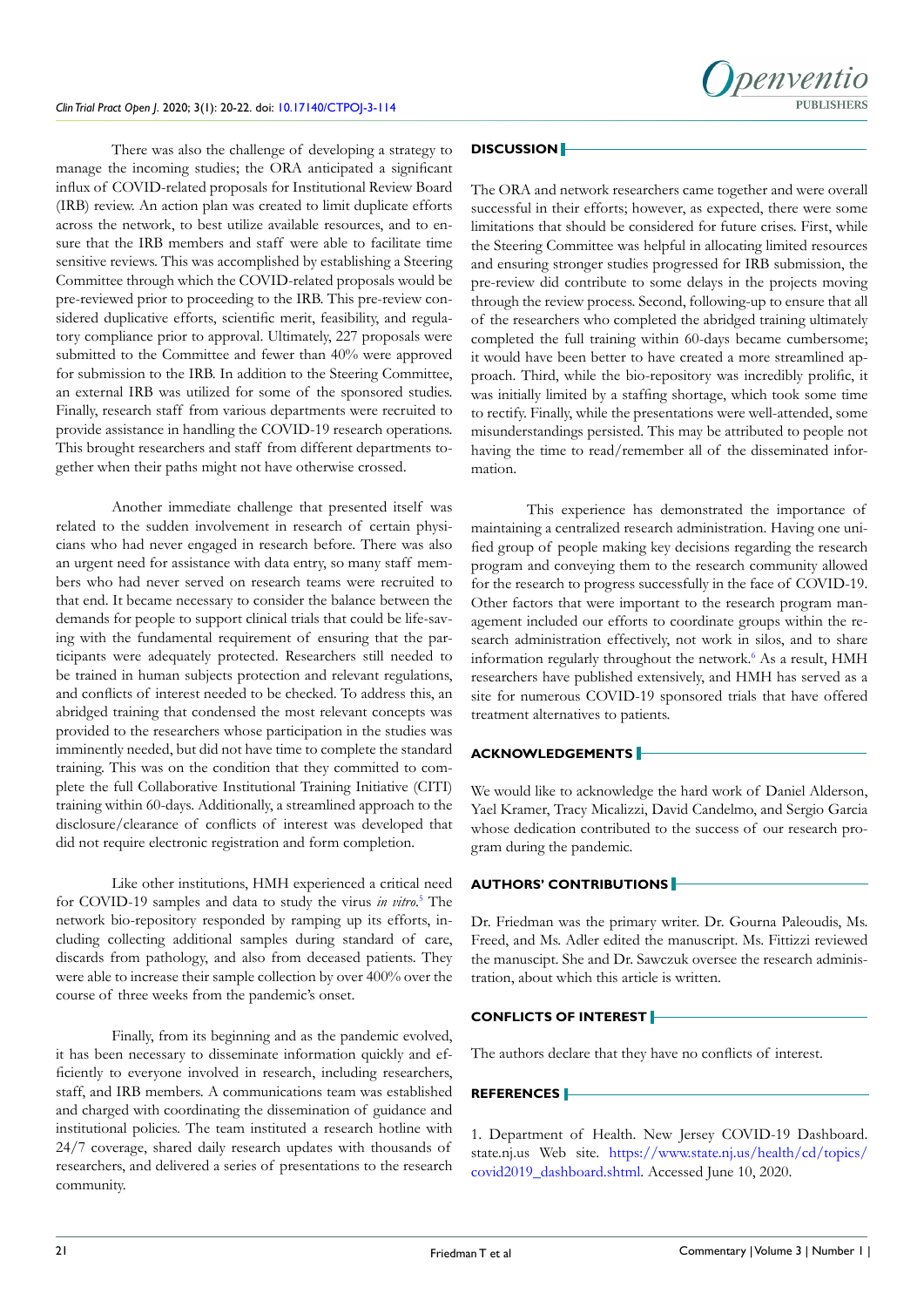There was also the challenge of developing a strategy to manage the incoming studies; the ORA anticipated a significant influx of COVID-related proposals for Institutional Review Board (IRB) review. An action plan was created to limit duplicate efforts across the network, to best utilize available resources, and to ensure that the IRB members and staff were able to facilitate time sensitive reviews. This was accomplished by establishing a Steering Committee through which the COVID-related proposals would be pre-reviewed prior to proceeding to the IRB. This pre-review considered duplicative efforts, scientific merit, feasibility, and regulatory compliance prior to approval. Ultimately, 227 proposals were submitted to the Committee and fewer than 40% were approved for submission to the IRB. In addition to the Steering Committee, an external IRB was utilized for some of the sponsored studies. Finally, research staff from various departments were recruited to provide assistance in handling the COVID-19 research operations. This brought researchers and staff from different departments together when their paths might not have otherwise crossed.

Another immediate challenge that presented itself was related to the sudden involvement in research of certain physicians who had never engaged in research before. There was also an urgent need for assistance with data entry, so many staff members who had never served on research teams were recruited to that end. It became necessary to consider the balance between the demands for people to support clinical trials that could be life-saving with the fundamental requirement of ensuring that the participants were adequately protected. Researchers still needed to be trained in human subjects protection and relevant regulations, and conflicts of interest needed to be checked. To address this, an abridged training that condensed the most relevant concepts was provided to the researchers whose participation in the studies was imminently needed, but did not have time to complete the standard training. This was on the condition that they committed to complete the full Collaborative Institutional Training Initiative (CITI) training within 60-days. Additionally, a streamlined approach to the disclosure/clearance of conflicts of interest was developed that did not require electronic registration and form completion.

Like other institutions, HMH experienced a critical need for COVID-19 samples and data to study the virus *in vitro*.[5] The network bio-repository responded by ramping up its efforts, including collecting additional samples during standard of care, discards from pathology, and also from deceased patients. They were able to increase their sample collection by over 400% over the course of three weeks from the pandemic's onset.

Finally, from its beginning and as the pandemic evolved, it has been necessary to disseminate information quickly and efficiently to everyone involved in research, including researchers, staff, and IRB members. A communications team was established and charged with coordinating the dissemination of guidance and institutional policies. The team instituted a research hotline with 24/7 coverage, shared daily research updates with thousands of researchers, and delivered a series of presentations to the research community.

## DISCUSSION

The ORA and network researchers came together and were overall successful in their efforts; however, as expected, there were some limitations that should be considered for future crises. First, while the Steering Committee was helpful in allocating limited resources and ensuring stronger studies progressed for IRB submission, the pre-review did contribute to some delays in the projects moving through the review process. Second, following-up to ensure that all of the researchers who completed the abridged training ultimately completed the full training within 60-days became cumbersome; it would have been better to have created a more streamlined approach. Third, while the bio-repository was incredibly prolific, it was initially limited by a staffing shortage, which took some time to rectify. Finally, while the presentations were well-attended, some misunderstandings persisted. This may be attributed to people not having the time to read/remember all of the disseminated information.

This experience has demonstrated the importance of maintaining a centralized research administration. Having one unified group of people making key decisions regarding the research program and conveying them to the research community allowed for the research to progress successfully in the face of COVID-19. Other factors that were important to the research program management included our efforts to coordinate groups within the research administration effectively, not work in silos, and to share information regularly throughout the network.[6] As a result, HMH researchers have published extensively, and HMH has served as a site for numerous COVID-19 sponsored trials that have offered treatment alternatives to patients.

## ACKNOWLEDGEMENTS

We would like to acknowledge the hard work of Daniel Alderson, Yael Kramer, Tracy Micalizzi, David Candelmo, and Sergio Garcia whose dedication contributed to the success of our research program during the pandemic.

## AUTHORS' CONTRIBUTIONS

Dr. Friedman was the primary writer. Dr. Gourna Paleoudis, Ms. Freed, and Ms. Adler edited the manuscript. Ms. Fittizzi reviewed the manuscipt. She and Dr. Sawczuk oversee the research administration, about which this article is written.

## CONFLICTS OF INTEREST

The authors declare that they have no conflicts of interest.

## REFERENCES

1. Department of Health. New Jersey COVID-19 Dashboard. state.nj.us Web site. https://www.state.nj.us/health/cd/topics/covid2019_dashboard.shtml. Accessed June 10, 2020.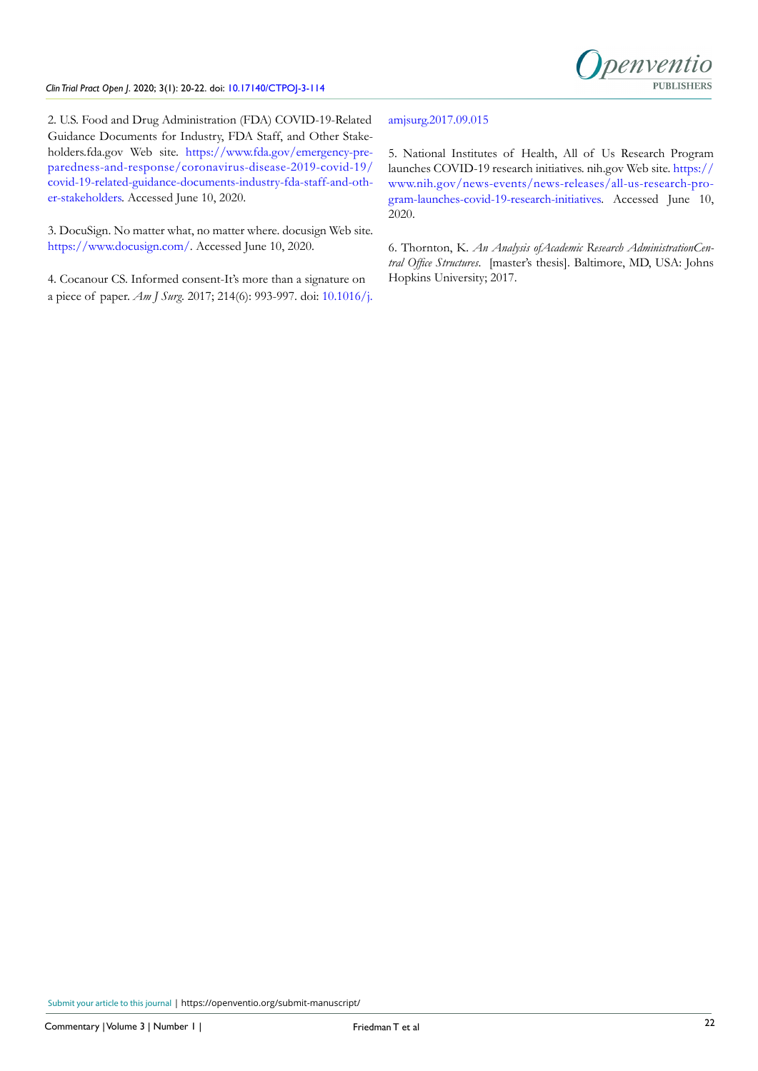2. U.S. Food and Drug Administration (FDA) COVID-19-Related Guidance Documents for Industry, FDA Staff, and Other Stakeholders.fda.gov Web site. https://www.fda.gov/emergency-preparedness-and-response/coronavirus-disease-2019-covid-19/covid-19-related-guidance-documents-industry-fda-staff-and-other-stakeholders. Accessed June 10, 2020.

3. DocuSign. No matter what, no matter where. docusign Web site. https://www.docusign.com/. Accessed June 10, 2020.

4. Cocanour CS. Informed consent-It's more than a signature on a piece of paper. *Am J Surg*. 2017; 214(6): 993-997. doi: 10.1016/j.amjsurg.2017.09.015

5. National Institutes of Health, All of Us Research Program launches COVID-19 research initiatives. nih.gov Web site. https://www.nih.gov/news-events/news-releases/all-us-research-program-launches-covid-19-research-initiatives. Accessed June 10, 2020.

6. Thornton, K. *An Analysis ofAcademic Research AdministrationCentral Office Structures*. [master's thesis]. Baltimore, MD, USA: Johns Hopkins University; 2017.